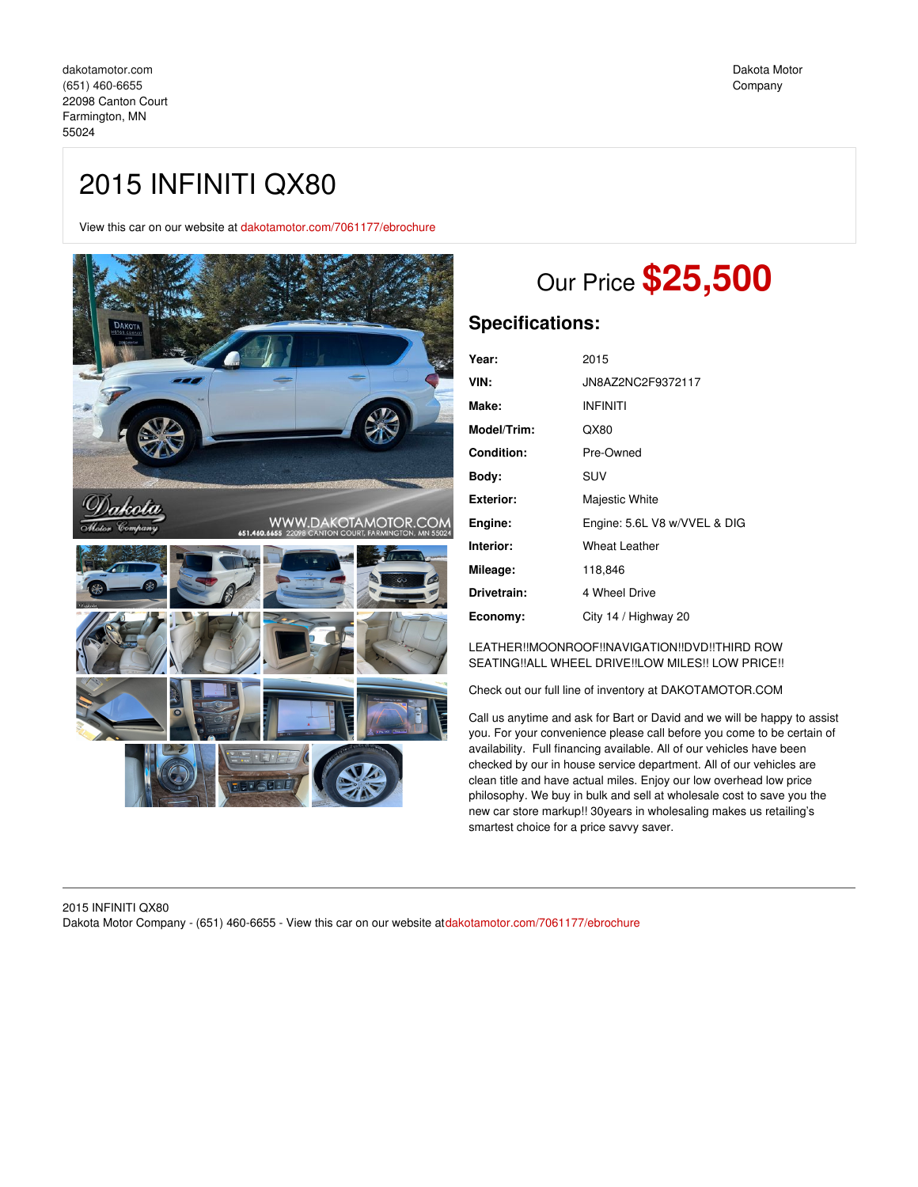dakotamotor.com
(651) 460-6655
22098 Canton Court
Farmington, MN
55024

Dakota Motor Company

# 2015 INFINITI QX80

View this car on our website at dakotamotor.com/7061177/ebrochure

## Our Price **$25,500**

### Specifications:

| | |
|---|---|
| **Year:** | 2015 |
| **VIN:** | JN8AZ2NC2F9372117 |
| **Make:** | INFINITI |
| **Model/Trim:** | QX80 |
| **Condition:** | Pre-Owned |
| **Body:** | SUV |
| **Exterior:** | Majestic White |
| **Engine:** | Engine: 5.6L V8 w/VVEL & DIG |
| **Interior:** | Wheat Leather |
| **Mileage:** | 118,846 |
| **Drivetrain:** | 4 Wheel Drive |
| **Economy:** | City 14 / Highway 20 |

LEATHER!!MOONROOF!!NAVIGATION!!DVD!!THIRD ROW SEATING!!ALL WHEEL DRIVE!!LOW MILES!! LOW PRICE!!

Check out our full line of inventory at DAKOTAMOTOR.COM

Call us anytime and ask for Bart or David and we will be happy to assist you. For your convenience please call before you come to be certain of availability. Full financing available. All of our vehicles have been checked by our in house service department. All of our vehicles are clean title and have actual miles. Enjoy our low overhead low price philosophy. We buy in bulk and sell at wholesale cost to save you the new car store markup!! 30years in wholesaling makes us retailing's smartest choice for a price savvy saver.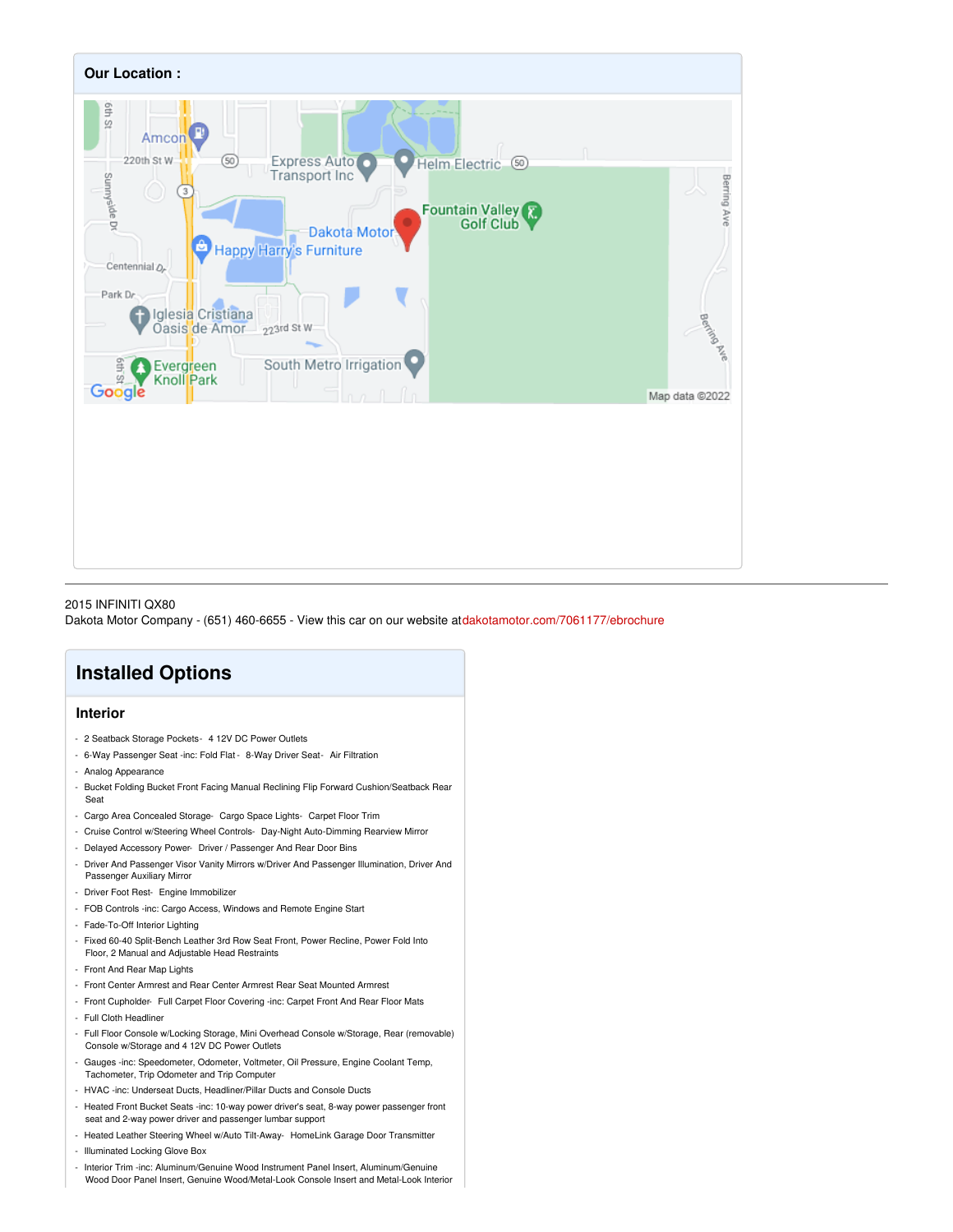### Our Location :

2015 INFINITI QX80
Dakota Motor Company - (651) 460-6655 - View this car on our website atdakotamotor.com/7061177/ebrochure

## Installed Options

### Interior

- 2 Seatback Storage Pockets- 4 12V DC Power Outlets
- 6-Way Passenger Seat -inc: Fold Flat - 8-Way Driver Seat- Air Filtration
- Analog Appearance
- Bucket Folding Bucket Front Facing Manual Reclining Flip Forward Cushion/Seatback Rear Seat
- Cargo Area Concealed Storage- Cargo Space Lights- Carpet Floor Trim
- Cruise Control w/Steering Wheel Controls- Day-Night Auto-Dimming Rearview Mirror
- Delayed Accessory Power- Driver / Passenger And Rear Door Bins
- Driver And Passenger Visor Vanity Mirrors w/Driver And Passenger Illumination, Driver And Passenger Auxiliary Mirror
- Driver Foot Rest- Engine Immobilizer
- FOB Controls -inc: Cargo Access, Windows and Remote Engine Start
- Fade-To-Off Interior Lighting
- Fixed 60-40 Split-Bench Leather 3rd Row Seat Front, Power Recline, Power Fold Into Floor, 2 Manual and Adjustable Head Restraints
- Front And Rear Map Lights
- Front Center Armrest and Rear Center Armrest Rear Seat Mounted Armrest
- Front Cupholder- Full Carpet Floor Covering -inc: Carpet Front And Rear Floor Mats
- Full Cloth Headliner
- Full Floor Console w/Locking Storage, Mini Overhead Console w/Storage, Rear (removable) Console w/Storage and 4 12V DC Power Outlets
- Gauges -inc: Speedometer, Odometer, Voltmeter, Oil Pressure, Engine Coolant Temp, Tachometer, Trip Odometer and Trip Computer
- HVAC -inc: Underseat Ducts, Headliner/Pillar Ducts and Console Ducts
- Heated Front Bucket Seats -inc: 10-way power driver's seat, 8-way power passenger front seat and 2-way power driver and passenger lumbar support
- Heated Leather Steering Wheel w/Auto Tilt-Away- HomeLink Garage Door Transmitter
- Illuminated Locking Glove Box
- Interior Trim -inc: Aluminum/Genuine Wood Instrument Panel Insert, Aluminum/Genuine Wood Door Panel Insert, Genuine Wood/Metal-Look Console Insert and Metal-Look Interior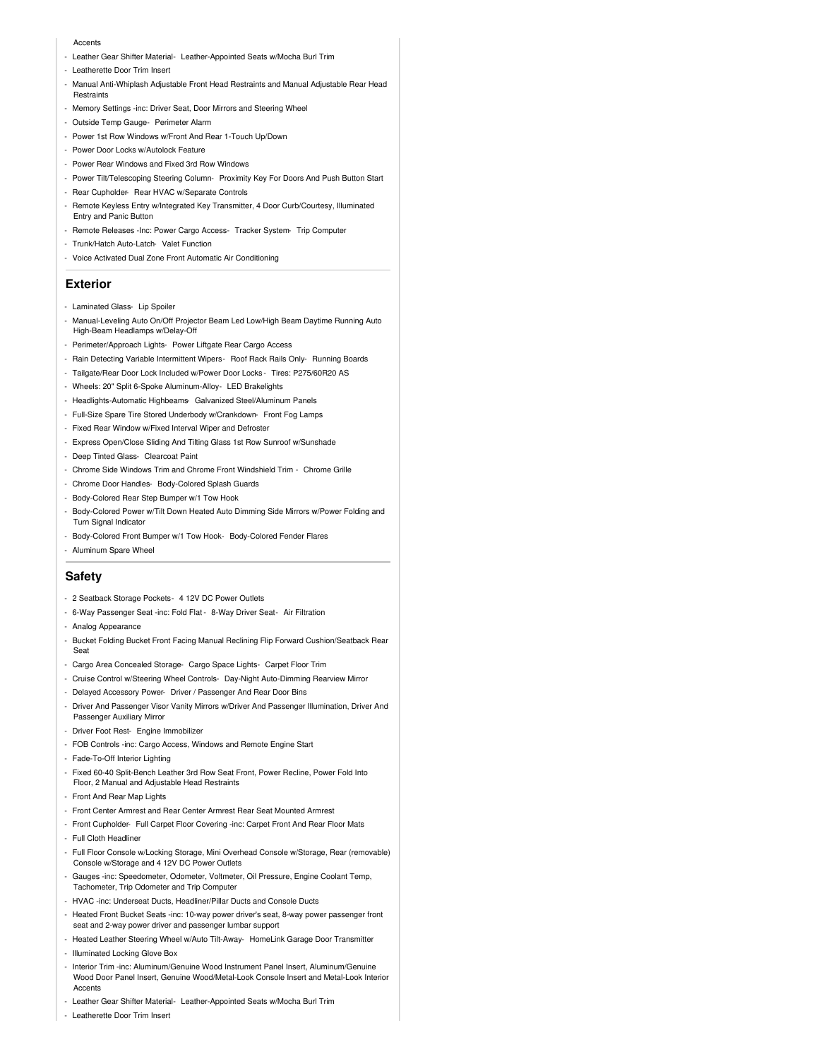Accents

- Leather Gear Shifter Material- Leather-Appointed Seats w/Mocha Burl Trim
- Leatherette Door Trim Insert
- Manual Anti-Whiplash Adjustable Front Head Restraints and Manual Adjustable Rear Head Restraints
- Memory Settings -inc: Driver Seat, Door Mirrors and Steering Wheel
- Outside Temp Gauge- Perimeter Alarm
- Power 1st Row Windows w/Front And Rear 1-Touch Up/Down
- Power Door Locks w/Autolock Feature
- Power Rear Windows and Fixed 3rd Row Windows
- Power Tilt/Telescoping Steering Column- Proximity Key For Doors And Push Button Start
- Rear Cupholder- Rear HVAC w/Separate Controls
- Remote Keyless Entry w/Integrated Key Transmitter, 4 Door Curb/Courtesy, Illuminated Entry and Panic Button
- Remote Releases -Inc: Power Cargo Access- Tracker System- Trip Computer
- Trunk/Hatch Auto-Latch- Valet Function
- Voice Activated Dual Zone Front Automatic Air Conditioning

## Exterior

- Laminated Glass- Lip Spoiler
- Manual-Leveling Auto On/Off Projector Beam Led Low/High Beam Daytime Running Auto High-Beam Headlamps w/Delay-Off
- Perimeter/Approach Lights- Power Liftgate Rear Cargo Access
- Rain Detecting Variable Intermittent Wipers- Roof Rack Rails Only- Running Boards
- Tailgate/Rear Door Lock Included w/Power Door Locks - Tires: P275/60R20 AS
- Wheels: 20" Split 6-Spoke Aluminum-Alloy- LED Brakelights
- Headlights-Automatic Highbeams- Galvanized Steel/Aluminum Panels
- Full-Size Spare Tire Stored Underbody w/Crankdown- Front Fog Lamps
- Fixed Rear Window w/Fixed Interval Wiper and Defroster
- Express Open/Close Sliding And Tilting Glass 1st Row Sunroof w/Sunshade
- Deep Tinted Glass- Clearcoat Paint
- Chrome Side Windows Trim and Chrome Front Windshield Trim - Chrome Grille
- Chrome Door Handles- Body-Colored Splash Guards
- Body-Colored Rear Step Bumper w/1 Tow Hook
- Body-Colored Power w/Tilt Down Heated Auto Dimming Side Mirrors w/Power Folding and Turn Signal Indicator
- Body-Colored Front Bumper w/1 Tow Hook- Body-Colored Fender Flares
- Aluminum Spare Wheel

## Safety

- 2 Seatback Storage Pockets- 4 12V DC Power Outlets
- 6-Way Passenger Seat -inc: Fold Flat - 8-Way Driver Seat- Air Filtration
- Analog Appearance
- Bucket Folding Bucket Front Facing Manual Reclining Flip Forward Cushion/Seatback Rear Seat
- Cargo Area Concealed Storage- Cargo Space Lights- Carpet Floor Trim
- Cruise Control w/Steering Wheel Controls- Day-Night Auto-Dimming Rearview Mirror
- Delayed Accessory Power- Driver / Passenger And Rear Door Bins
- Driver And Passenger Visor Vanity Mirrors w/Driver And Passenger Illumination, Driver And Passenger Auxiliary Mirror
- Driver Foot Rest- Engine Immobilizer
- FOB Controls -inc: Cargo Access, Windows and Remote Engine Start
- Fade-To-Off Interior Lighting
- Fixed 60-40 Split-Bench Leather 3rd Row Seat Front, Power Recline, Power Fold Into Floor, 2 Manual and Adjustable Head Restraints
- Front And Rear Map Lights
- Front Center Armrest and Rear Center Armrest Rear Seat Mounted Armrest
- Front Cupholder- Full Carpet Floor Covering -inc: Carpet Front And Rear Floor Mats
- Full Cloth Headliner
- Full Floor Console w/Locking Storage, Mini Overhead Console w/Storage, Rear (removable) Console w/Storage and 4 12V DC Power Outlets
- Gauges -inc: Speedometer, Odometer, Voltmeter, Oil Pressure, Engine Coolant Temp, Tachometer, Trip Odometer and Trip Computer
- HVAC -inc: Underseat Ducts, Headliner/Pillar Ducts and Console Ducts
- Heated Front Bucket Seats -inc: 10-way power driver's seat, 8-way power passenger front seat and 2-way power driver and passenger lumbar support
- Heated Leather Steering Wheel w/Auto Tilt-Away- HomeLink Garage Door Transmitter
- Illuminated Locking Glove Box
- Interior Trim -inc: Aluminum/Genuine Wood Instrument Panel Insert, Aluminum/Genuine Wood Door Panel Insert, Genuine Wood/Metal-Look Console Insert and Metal-Look Interior Accents
- Leather Gear Shifter Material- Leather-Appointed Seats w/Mocha Burl Trim
- Leatherette Door Trim Insert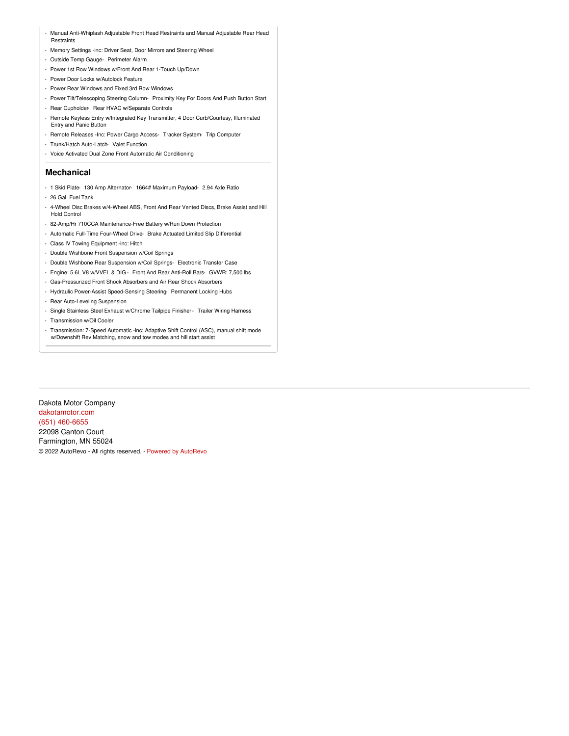- Manual Anti-Whiplash Adjustable Front Head Restraints and Manual Adjustable Rear Head Restraints
- Memory Settings -inc: Driver Seat, Door Mirrors and Steering Wheel
- Outside Temp Gauge- Perimeter Alarm
- Power 1st Row Windows w/Front And Rear 1-Touch Up/Down
- Power Door Locks w/Autolock Feature
- Power Rear Windows and Fixed 3rd Row Windows
- Power Tilt/Telescoping Steering Column- Proximity Key For Doors And Push Button Start
- Rear Cupholder- Rear HVAC w/Separate Controls
- Remote Keyless Entry w/Integrated Key Transmitter, 4 Door Curb/Courtesy, Illuminated Entry and Panic Button
- Remote Releases -Inc: Power Cargo Access- Tracker System- Trip Computer
- Trunk/Hatch Auto-Latch- Valet Function
- Voice Activated Dual Zone Front Automatic Air Conditioning

## Mechanical

- 1 Skid Plate- 130 Amp Alternator- 1664# Maximum Payload- 2.94 Axle Ratio
- 26 Gal. Fuel Tank
- 4-Wheel Disc Brakes w/4-Wheel ABS, Front And Rear Vented Discs, Brake Assist and Hill Hold Control
- 82-Amp/Hr 710CCA Maintenance-Free Battery w/Run Down Protection
- Automatic Full-Time Four-Wheel Drive- Brake Actuated Limited Slip Differential
- Class IV Towing Equipment -inc: Hitch
- Double Wishbone Front Suspension w/Coil Springs
- Double Wishbone Rear Suspension w/Coil Springs- Electronic Transfer Case
- Engine: 5.6L V8 w/VVEL & DIG - Front And Rear Anti-Roll Bars- GVWR: 7,500 lbs
- Gas-Pressurized Front Shock Absorbers and Air Rear Shock Absorbers
- Hydraulic Power-Assist Speed-Sensing Steering- Permanent Locking Hubs
- Rear Auto-Leveling Suspension
- Single Stainless Steel Exhaust w/Chrome Tailpipe Finisher - Trailer Wiring Harness
- Transmission w/Oil Cooler
- Transmission: 7-Speed Automatic -inc: Adaptive Shift Control (ASC), manual shift mode w/Downshift Rev Matching, snow and tow modes and hill start assist

---

Dakota Motor Company
dakotamotor.com
(651) 460-6655
22098 Canton Court
Farmington, MN 55024
© 2022 AutoRevo - All rights reserved. - Powered by AutoRevo